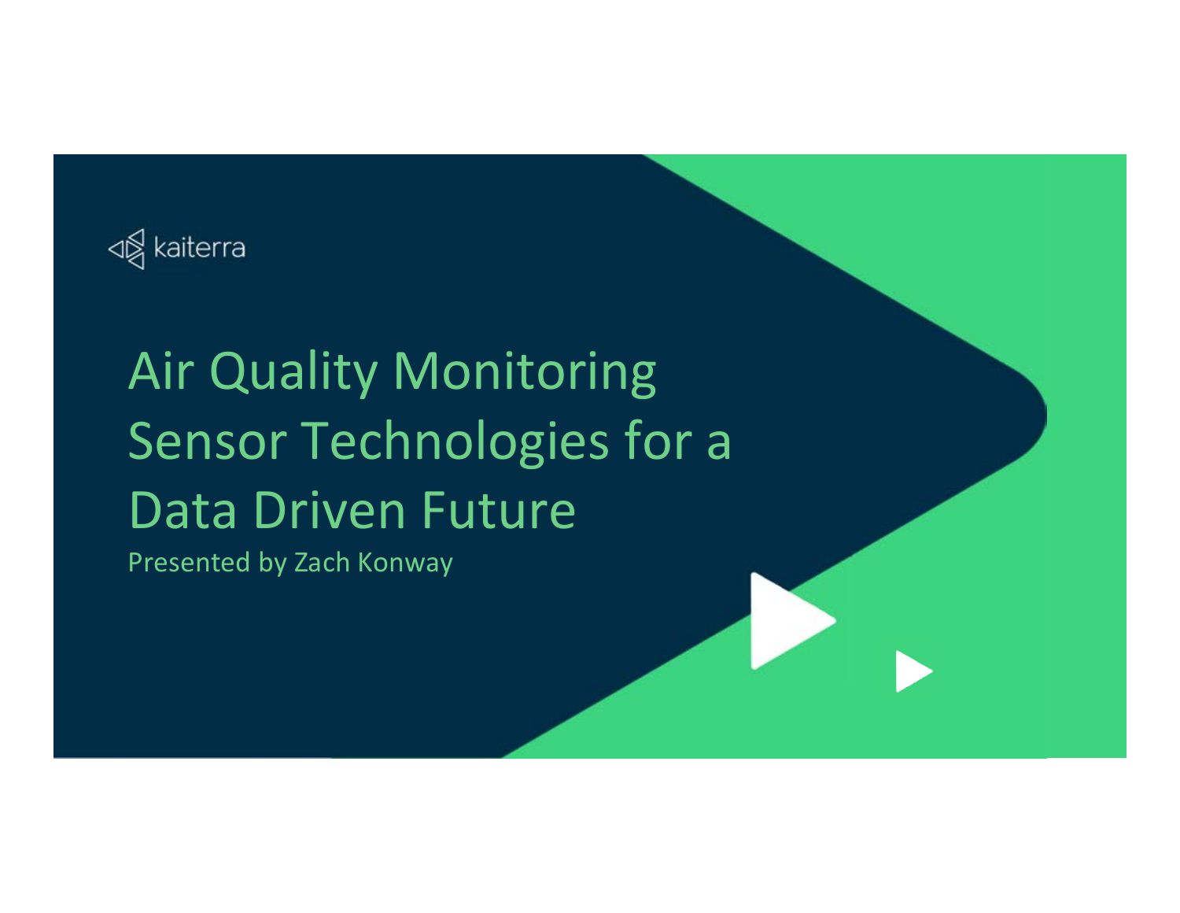kaiterra

# Air Quality Monitoring Sensor Technologies for a Data Driven Future

Presented by Zach Konway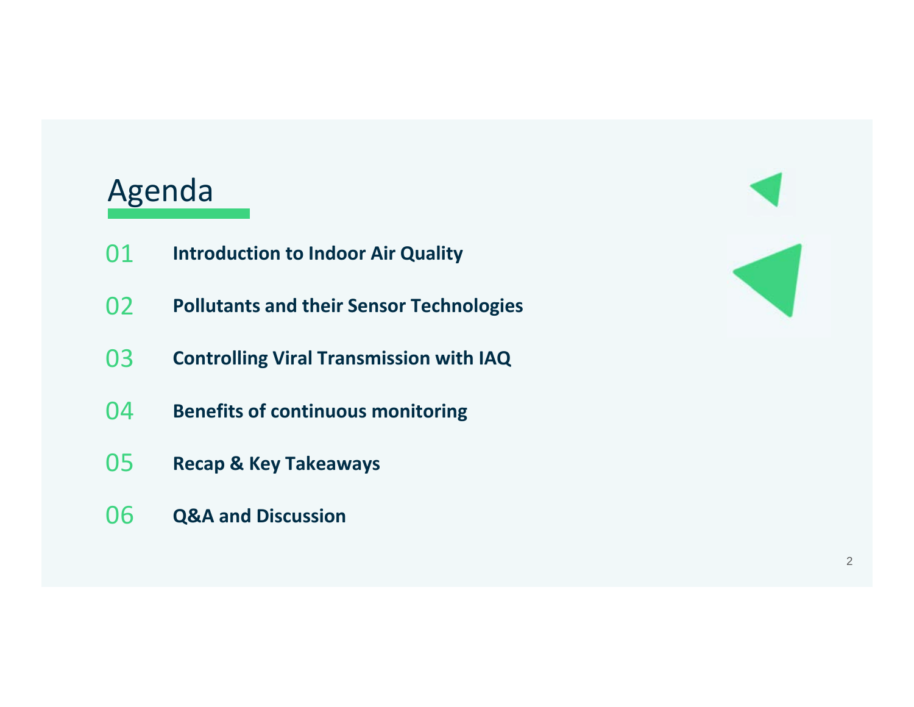# Agenda

01 **Introduction to Indoor Air Quality**

02 **Pollutants and their Sensor Technologies**

03 **Controlling Viral Transmission with IAQ**

04 **Benefits of continuous monitoring**

05 **Recap & Key Takeaways**

06 **Q&A and Discussion**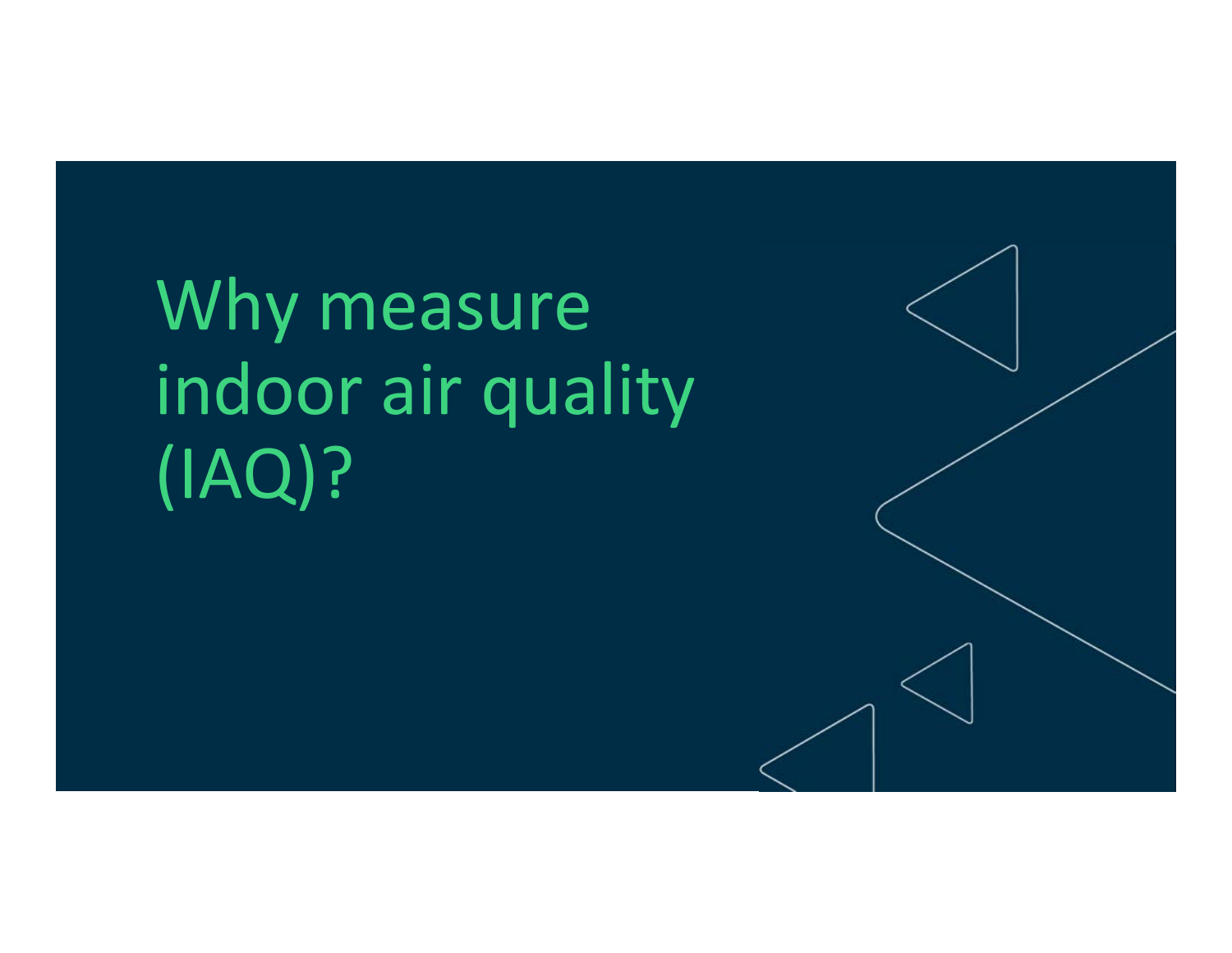# Why measure indoor air quality (IAQ)?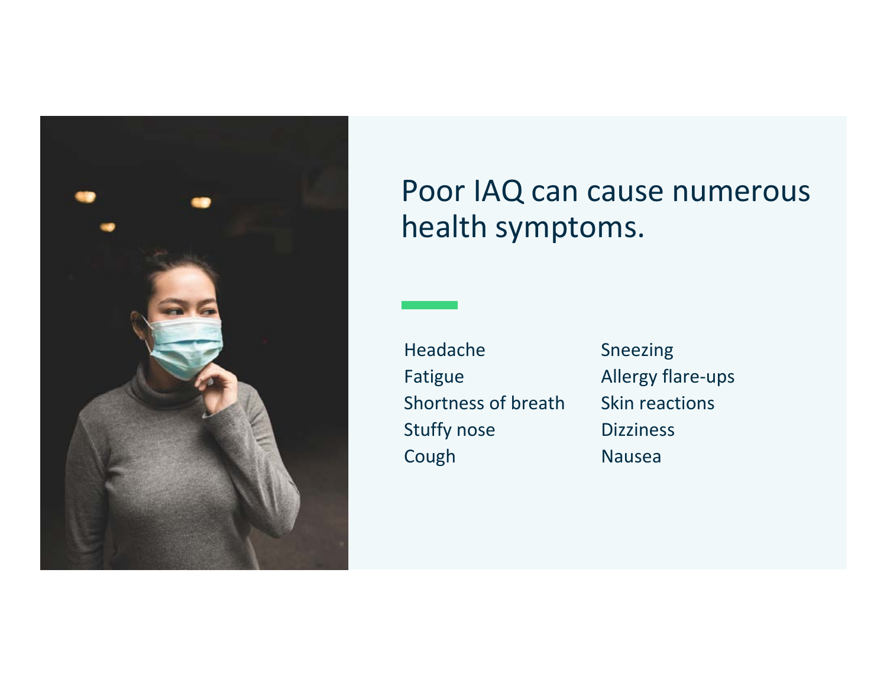# Poor IAQ can cause numerous health symptoms.

- Headache
- Fatigue
- Shortness of breath
- Stuffy nose
- Cough
- Sneezing
- Allergy flare-ups
- Skin reactions
- Dizziness
- Nausea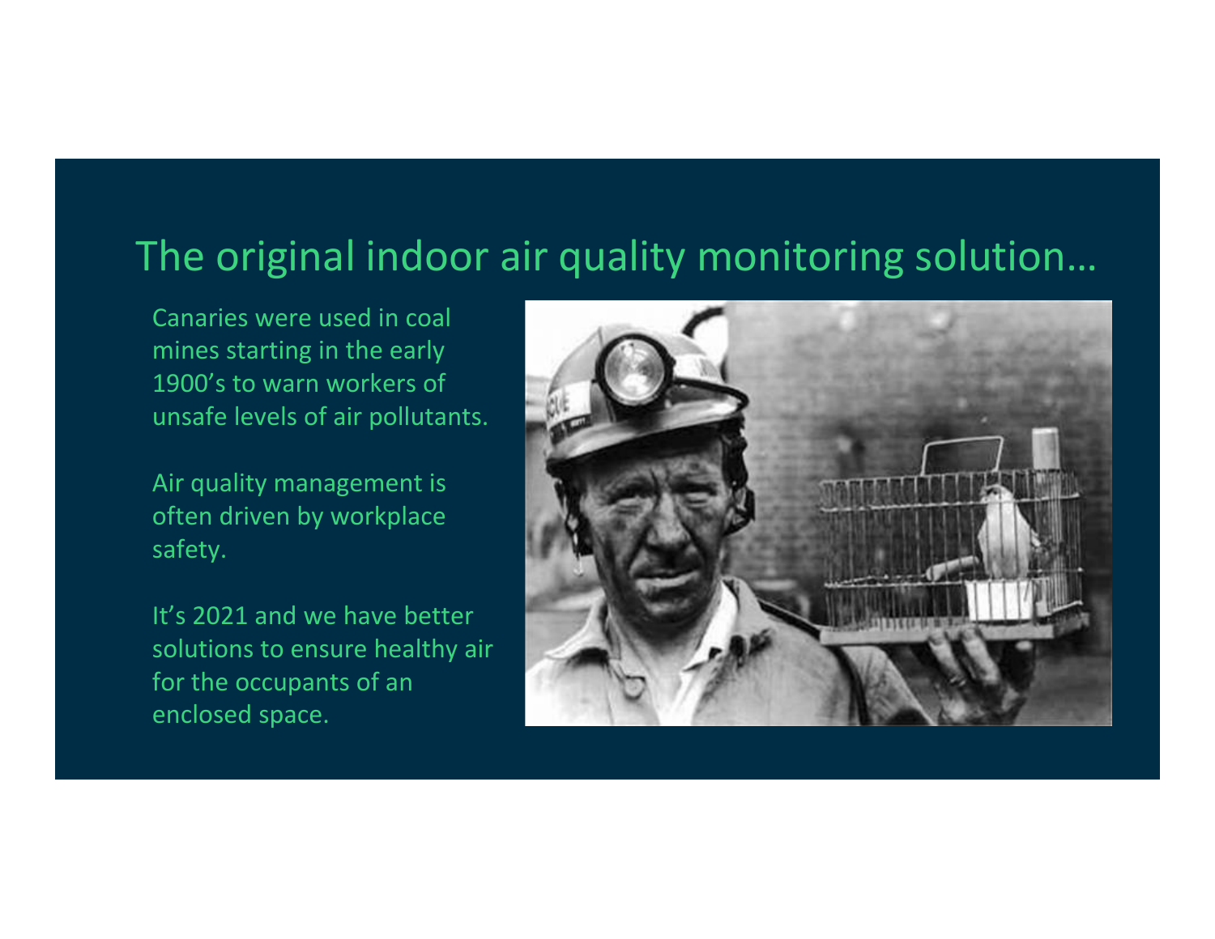# The original indoor air quality monitoring solution…

Canaries were used in coal mines starting in the early 1900’s to warn workers of unsafe levels of air pollutants.

Air quality management is often driven by workplace safety.

It’s 2021 and we have better solutions to ensure healthy air for the occupants of an enclosed space.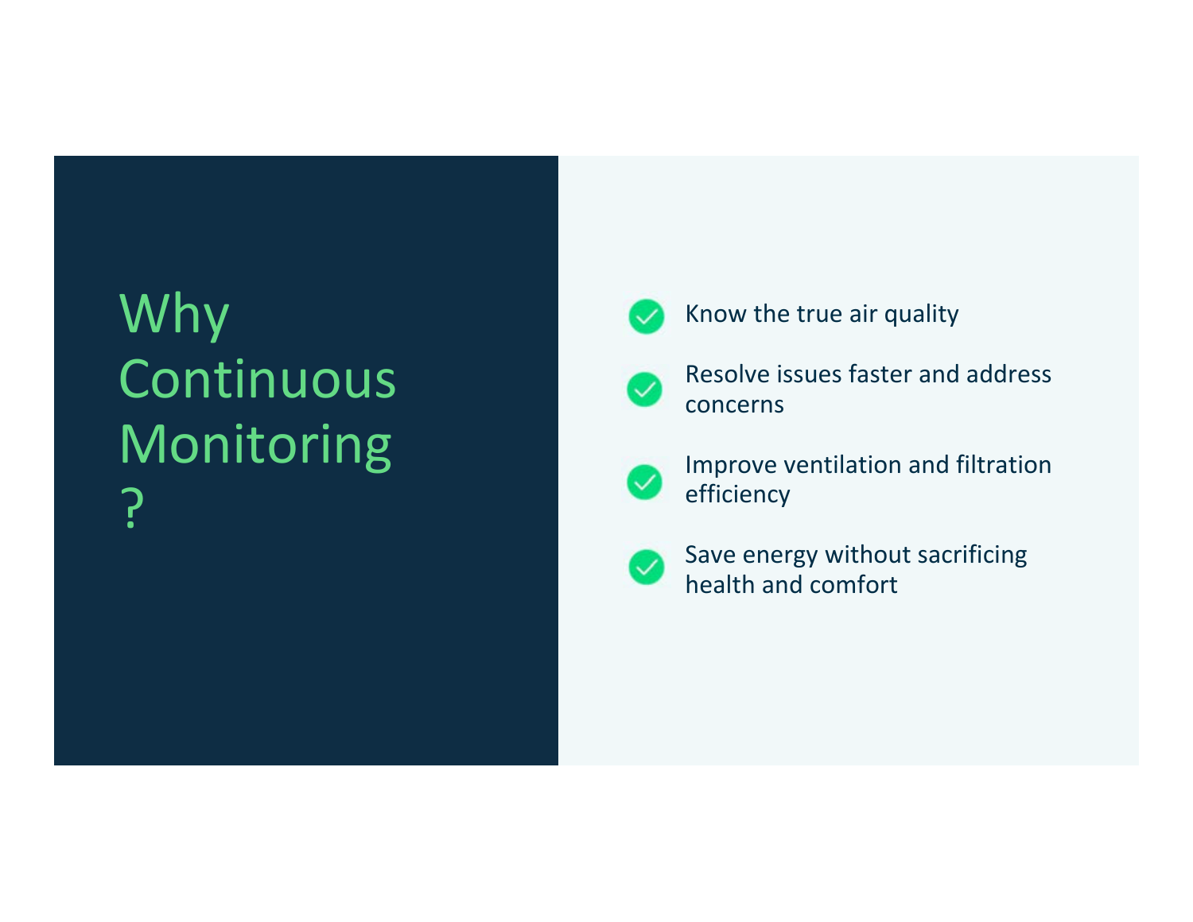# Why Continuous Monitoring?

- Know the true air quality
- Resolve issues faster and address concerns
- Improve ventilation and filtration efficiency
- Save energy without sacrificing health and comfort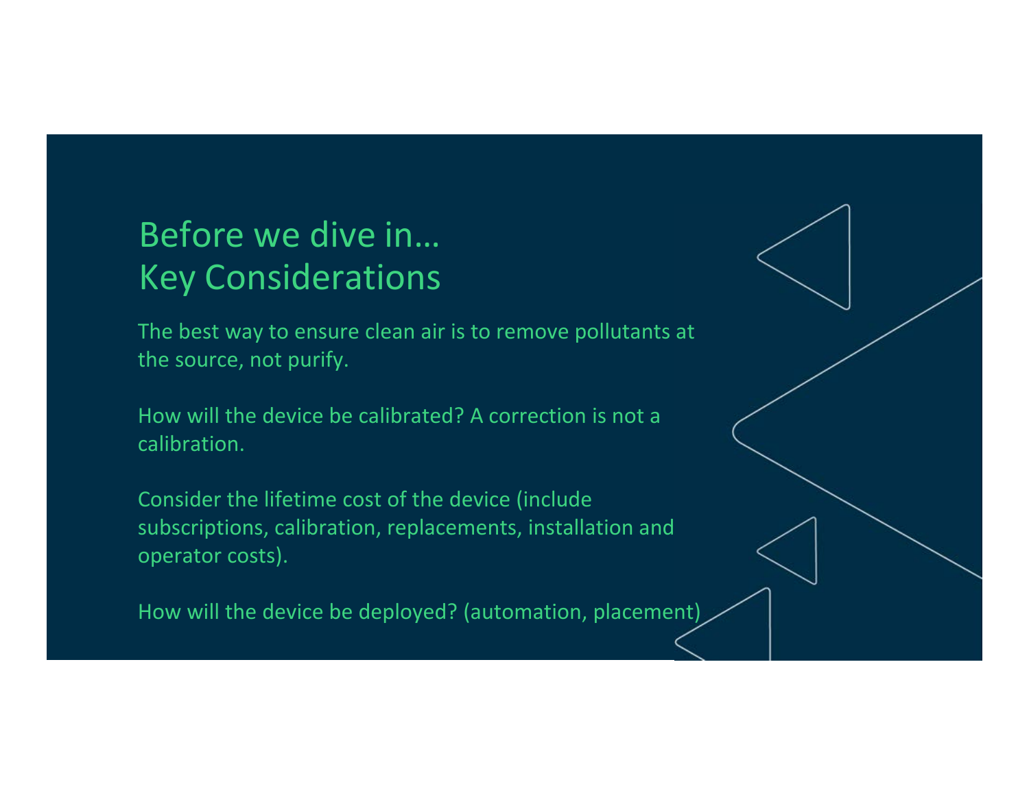# Before we dive in…
# Key Considerations

The best way to ensure clean air is to remove pollutants at the source, not purify.

How will the device be calibrated? A correction is not a calibration.

Consider the lifetime cost of the device (include subscriptions, calibration, replacements, installation and operator costs).

How will the device be deployed? (automation, placement)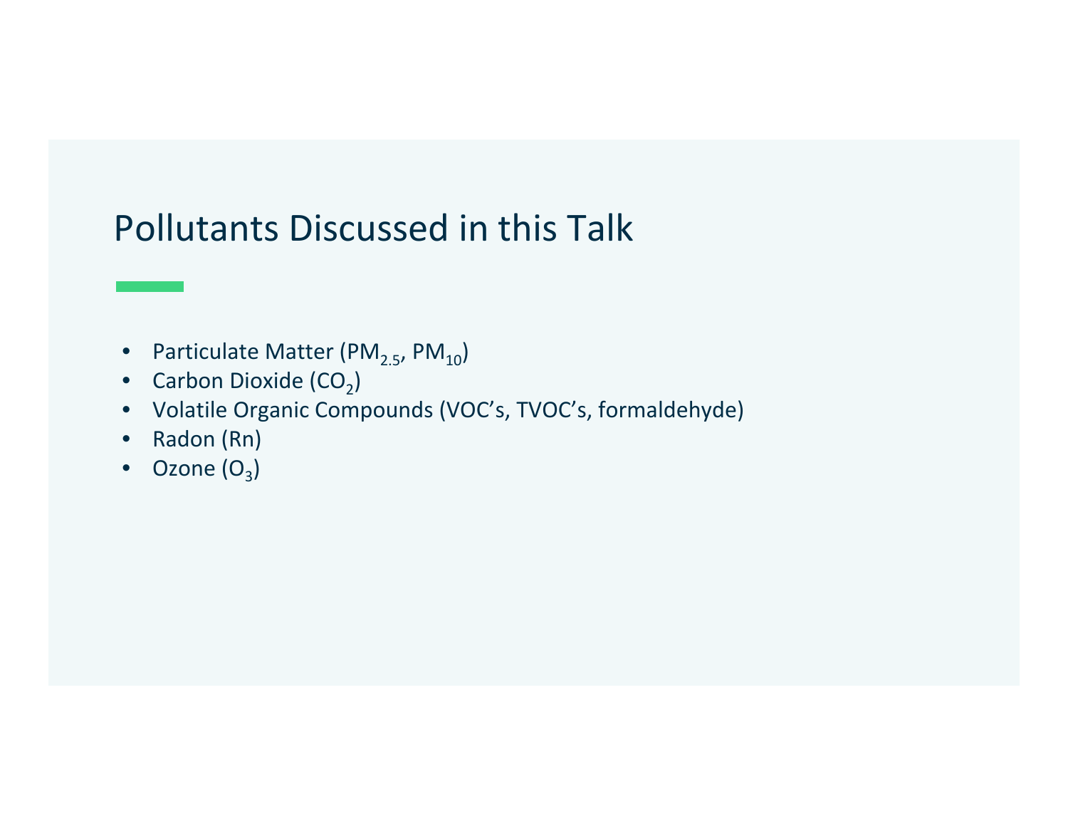# Pollutants Discussed in this Talk

- Particulate Matter ($PM_{2.5}$, $PM_{10}$)
- Carbon Dioxide ($CO_2$)
- Volatile Organic Compounds (VOC's, TVOC's, formaldehyde)
- Radon (Rn)
- Ozone ($O_3$)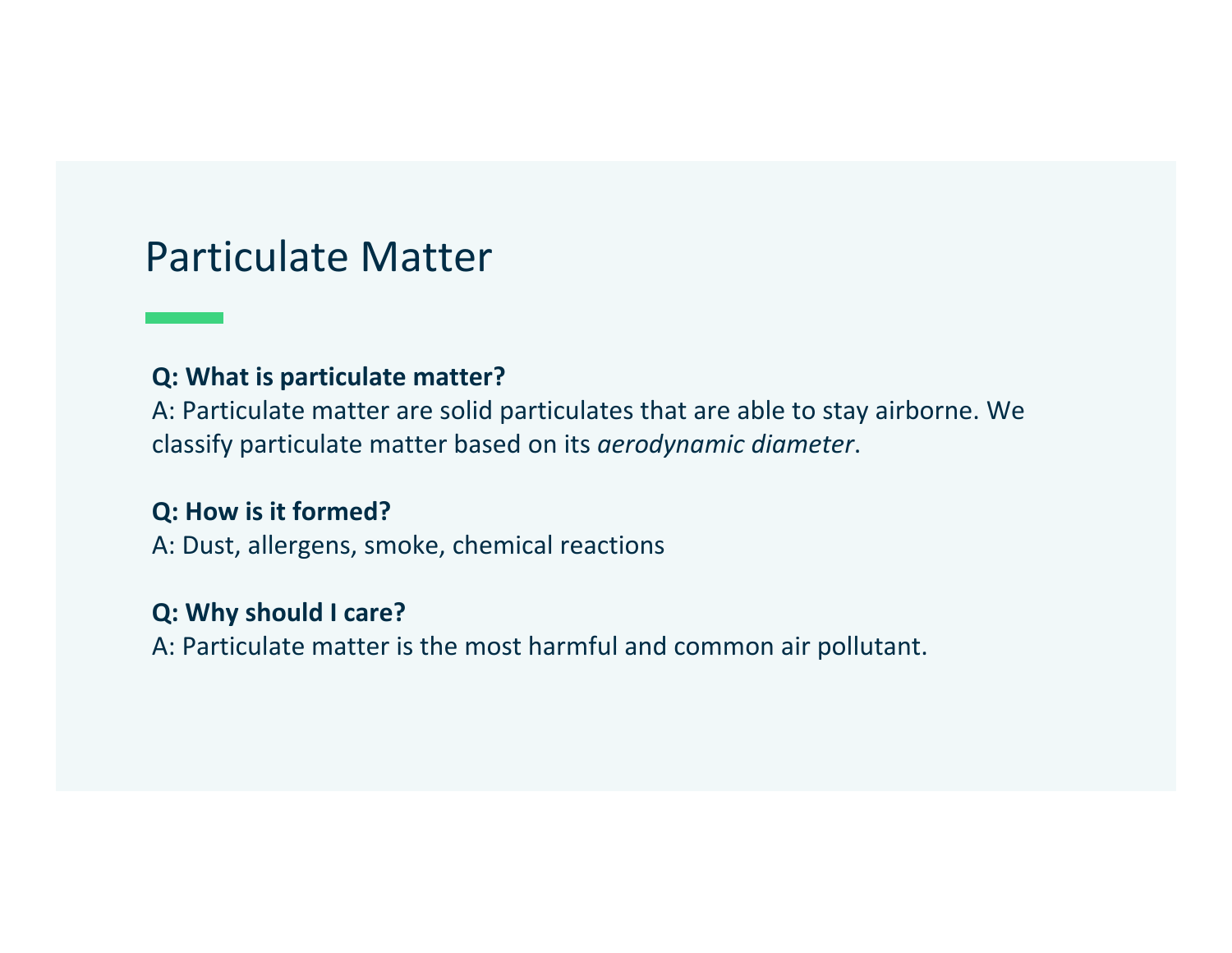# Particulate Matter

**Q: What is particulate matter?**
A: Particulate matter are solid particulates that are able to stay airborne. We classify particulate matter based on its *aerodynamic diameter*.

**Q: How is it formed?**
A: Dust, allergens, smoke, chemical reactions

**Q: Why should I care?**
A: Particulate matter is the most harmful and common air pollutant.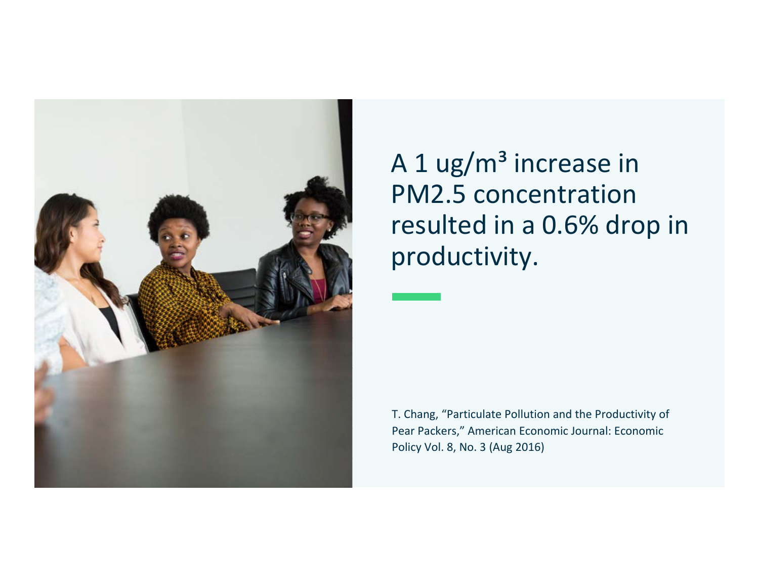A 1 ug/m³ increase in PM2.5 concentration resulted in a 0.6% drop in productivity.

T. Chang, "Particulate Pollution and the Productivity of Pear Packers," American Economic Journal: Economic Policy Vol. 8, No. 3 (Aug 2016)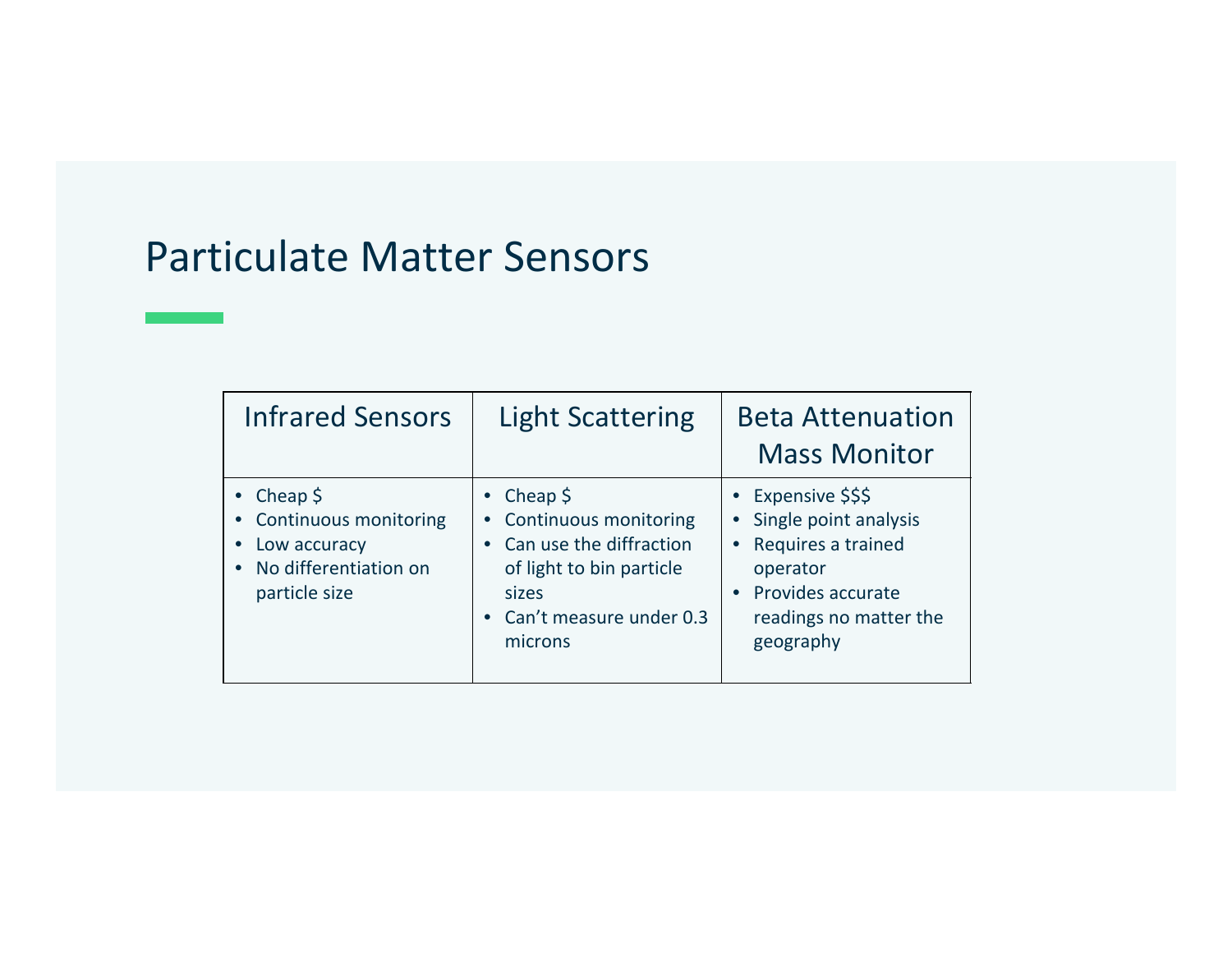# Particulate Matter Sensors

| Infrared Sensors | Light Scattering | Beta Attenuation Mass Monitor |
|---|---|---|
| • Cheap $<br>• Continuous monitoring<br>• Low accuracy<br>• No differentiation on particle size | • Cheap $<br>• Continuous monitoring<br>• Can use the diffraction of light to bin particle sizes<br>• Can't measure under 0.3 microns | • Expensive $$$<br>• Single point analysis<br>• Requires a trained operator<br>• Provides accurate readings no matter the geography |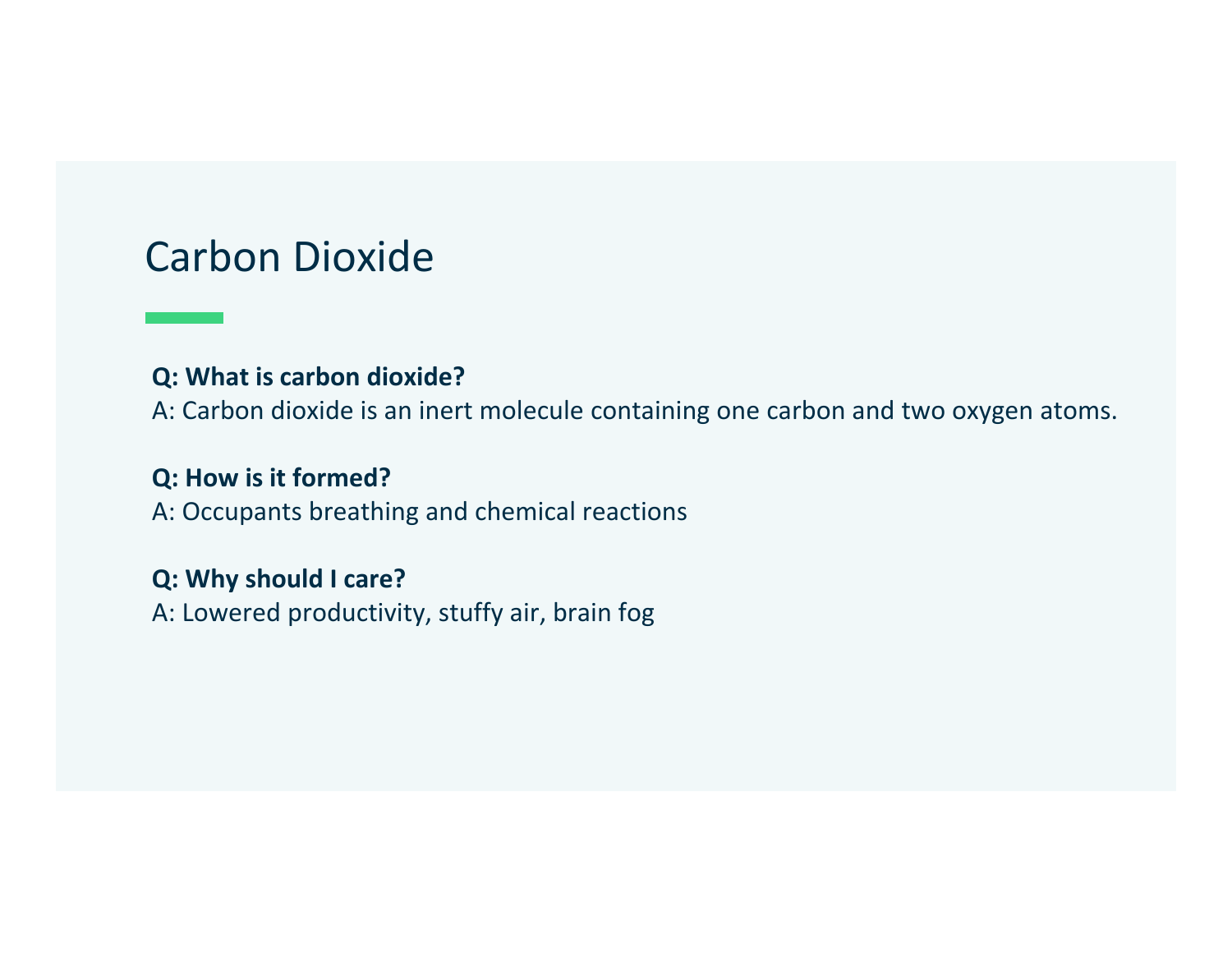# Carbon Dioxide

**Q: What is carbon dioxide?**
A: Carbon dioxide is an inert molecule containing one carbon and two oxygen atoms.

**Q: How is it formed?**
A: Occupants breathing and chemical reactions

**Q: Why should I care?**
A: Lowered productivity, stuffy air, brain fog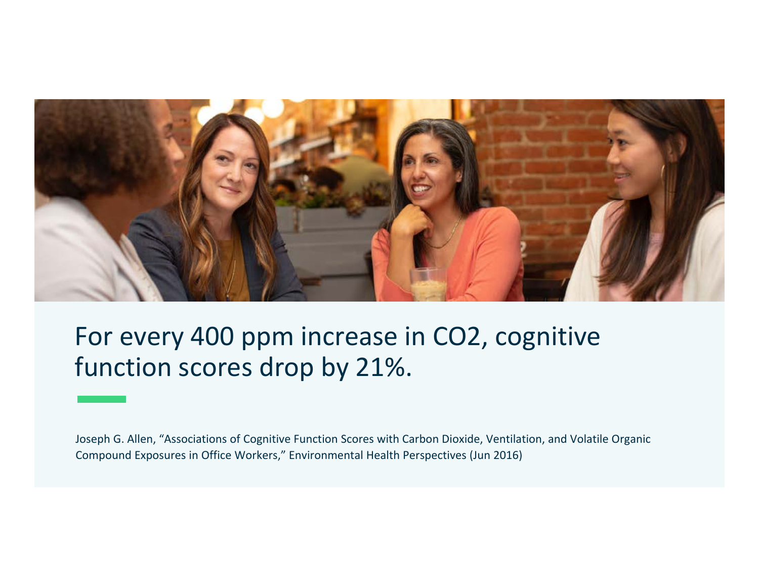For every 400 ppm increase in $CO_2$, cognitive function scores drop by 21%.

Joseph G. Allen, "Associations of Cognitive Function Scores with Carbon Dioxide, Ventilation, and Volatile Organic Compound Exposures in Office Workers," Environmental Health Perspectives (Jun 2016)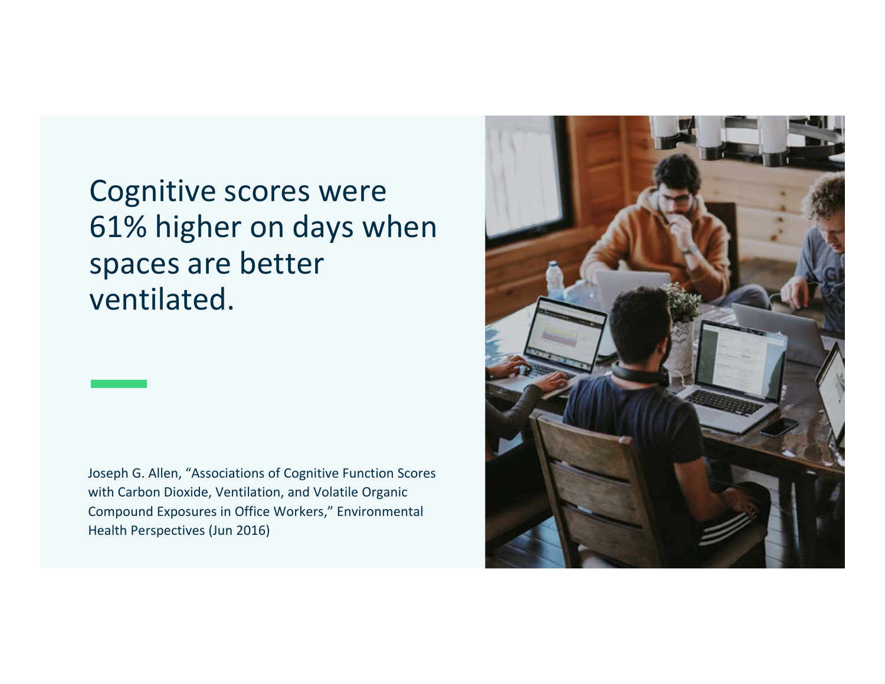# Cognitive scores were 61% higher on days when spaces are better ventilated.

Joseph G. Allen, "Associations of Cognitive Function Scores with Carbon Dioxide, Ventilation, and Volatile Organic Compound Exposures in Office Workers," Environmental Health Perspectives (Jun 2016)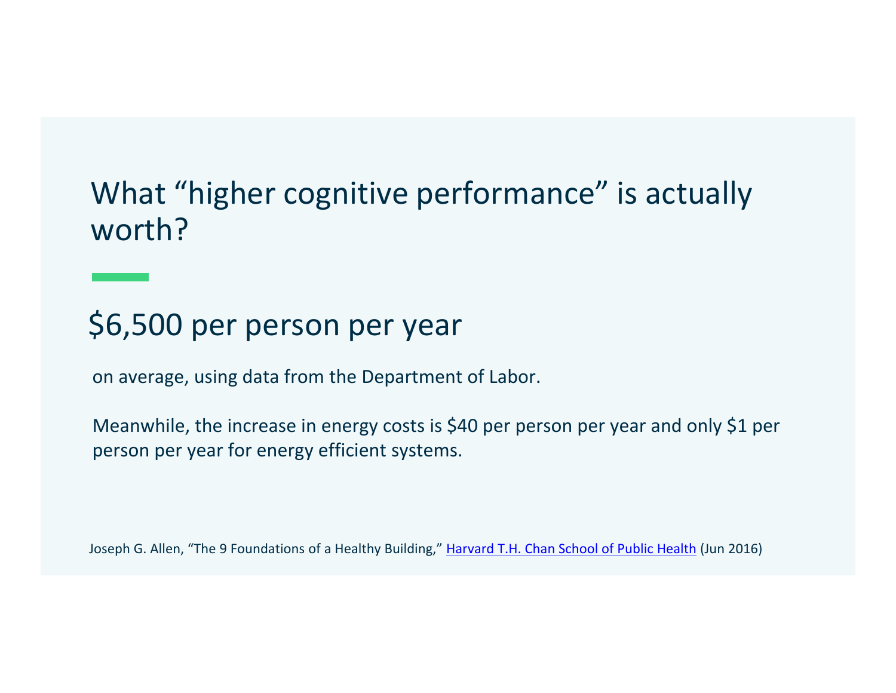# What "higher cognitive performance" is actually worth?

## $6,500 per person per year

on average, using data from the Department of Labor.

Meanwhile, the increase in energy costs is $40 per person per year and only $1 per person per year for energy efficient systems.

Joseph G. Allen, "The 9 Foundations of a Healthy Building," Harvard T.H. Chan School of Public Health (Jun 2016)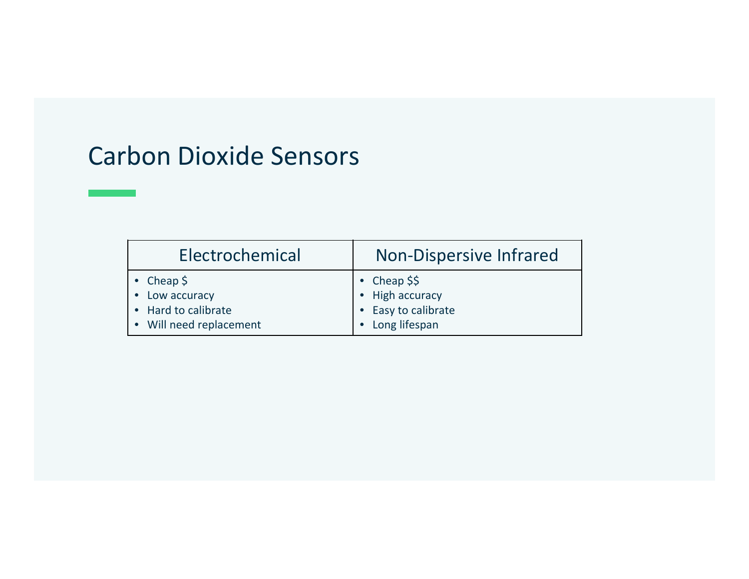# Carbon Dioxide Sensors

| Electrochemical | Non-Dispersive Infrared |
|---|---|
| • Cheap $<br>• Low accuracy<br>• Hard to calibrate<br>• Will need replacement | • Cheap $$<br>• High accuracy<br>• Easy to calibrate<br>• Long lifespan |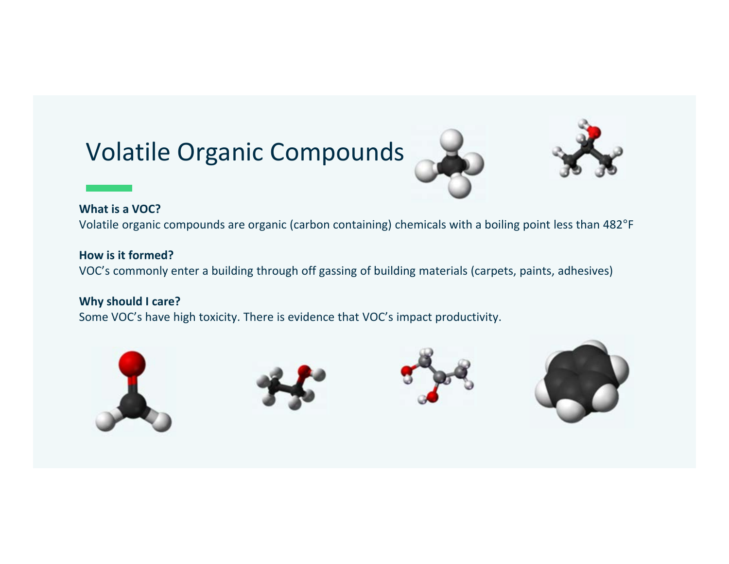# Volatile Organic Compounds

**What is a VOC?**

Volatile organic compounds are organic (carbon containing) chemicals with a boiling point less than 482°F

**How is it formed?**

VOC's commonly enter a building through off gassing of building materials (carpets, paints, adhesives)

**Why should I care?**

Some VOC's have high toxicity. There is evidence that VOC's impact productivity.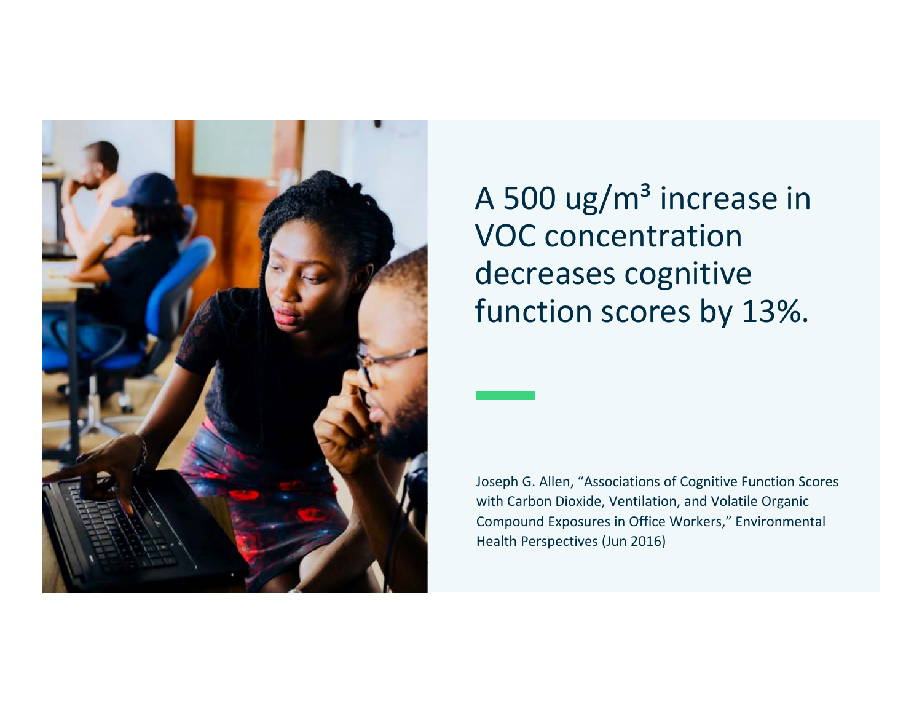A 500 ug/m³ increase in VOC concentration decreases cognitive function scores by 13%.

Joseph G. Allen, "Associations of Cognitive Function Scores with Carbon Dioxide, Ventilation, and Volatile Organic Compound Exposures in Office Workers," Environmental Health Perspectives (Jun 2016)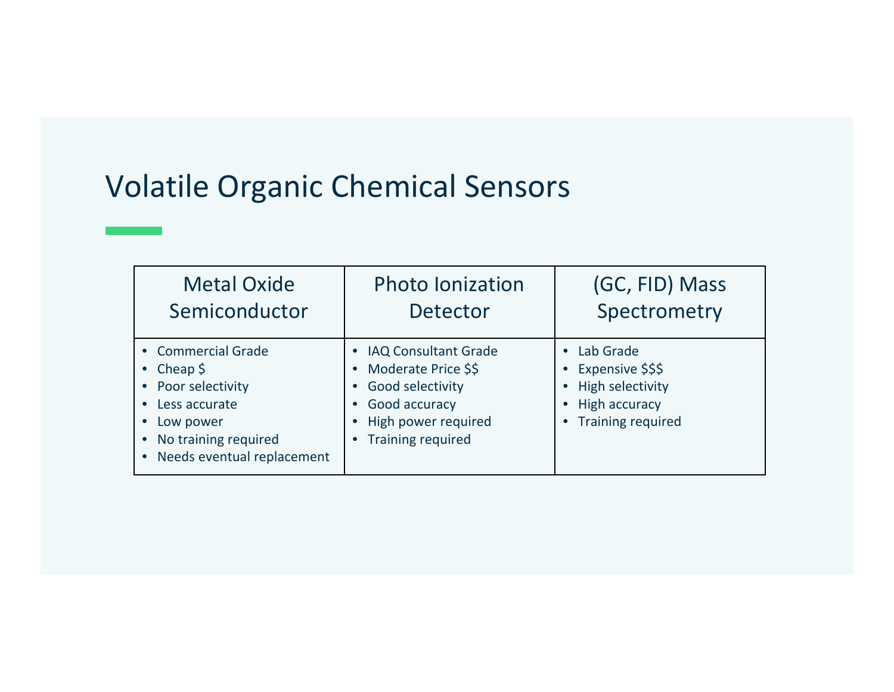# Volatile Organic Chemical Sensors

| Metal Oxide Semiconductor | Photo Ionization Detector | (GC, FID) Mass Spectrometry |
|---|---|---|
| • Commercial Grade<br>• Cheap $<br>• Poor selectivity<br>• Less accurate<br>• Low power<br>• No training required<br>• Needs eventual replacement | • IAQ Consultant Grade<br>• Moderate Price $$<br>• Good selectivity<br>• Good accuracy<br>• High power required<br>• Training required | • Lab Grade<br>• Expensive $$$<br>• High selectivity<br>• High accuracy<br>• Training required |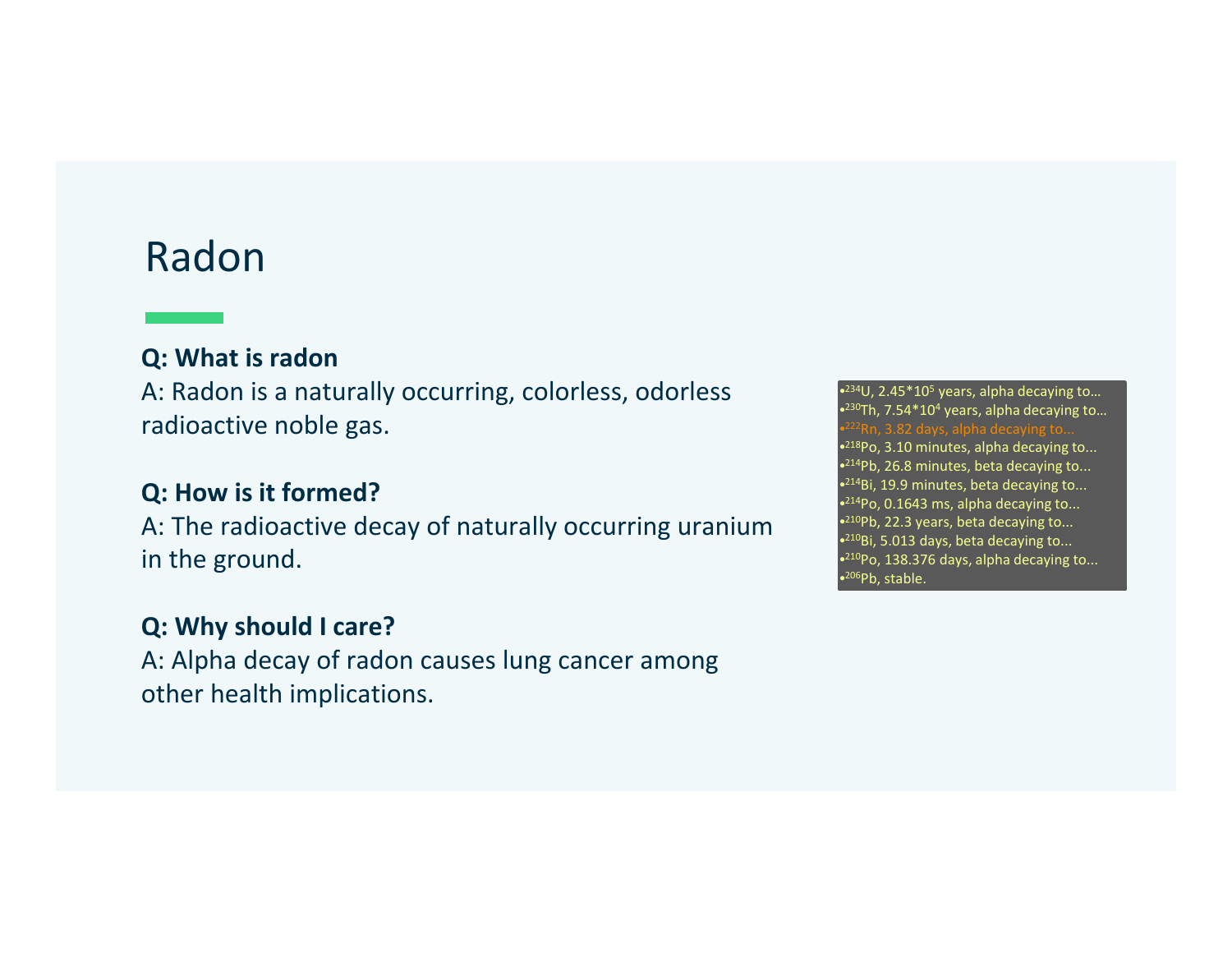# Radon

**Q: What is radon**

A: Radon is a naturally occurring, colorless, odorless radioactive noble gas.

**Q: How is it formed?**

A: The radioactive decay of naturally occurring uranium in the ground.

**Q: Why should I care?**

A: Alpha decay of radon causes lung cancer among other health implications.

- $^{234}U$, $2.45 \times 10^5$ years, alpha decaying to...
- $^{230}Th$, $7.54 \times 10^4$ years, alpha decaying to...
- $^{222}Rn$, 3.82 days, alpha decaying to...
- $^{218}Po$, 3.10 minutes, alpha decaying to...
- $^{214}Pb$, 26.8 minutes, beta decaying to...
- $^{214}Bi$, 19.9 minutes, beta decaying to...
- $^{214}Po$, 0.1643 ms, alpha decaying to...
- $^{210}Pb$, 22.3 years, beta decaying to...
- $^{210}Bi$, 5.013 days, beta decaying to...
- $^{210}Po$, 138.376 days, alpha decaying to...
- $^{206}Pb$, stable.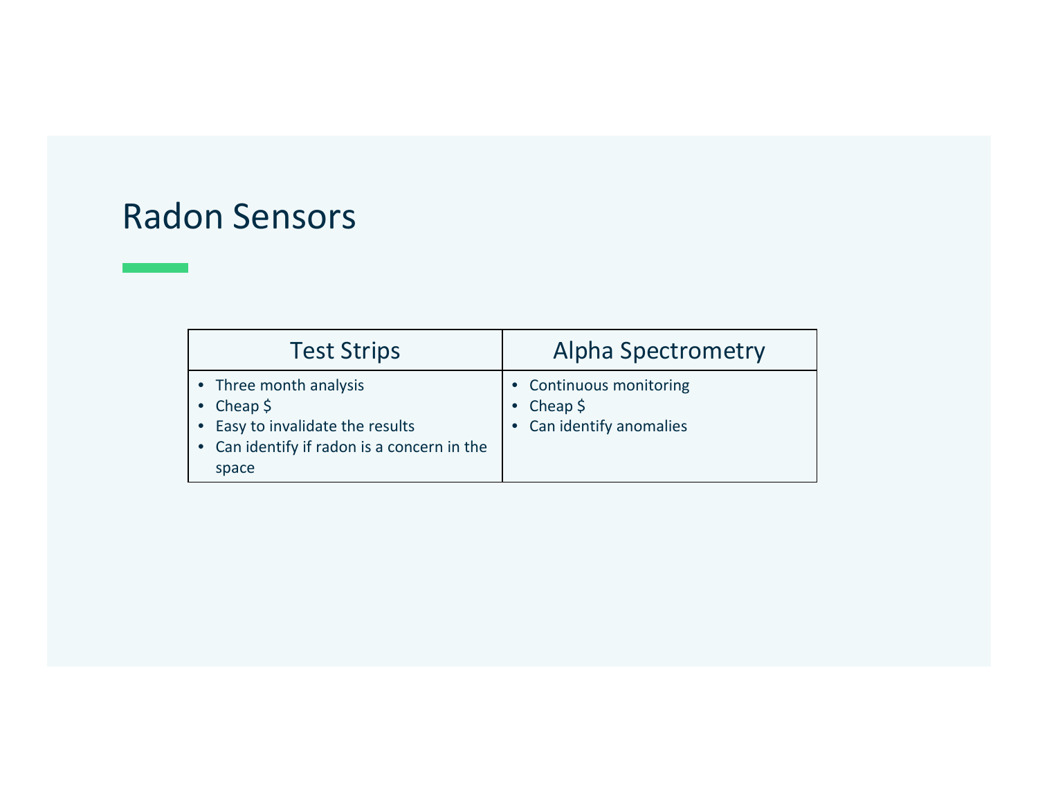# Radon Sensors

| Test Strips | Alpha Spectrometry |
| --- | --- |
| • Three month analysis<br>• Cheap $<br>• Easy to invalidate the results<br>• Can identify if radon is a concern in the space | • Continuous monitoring<br>• Cheap $<br>• Can identify anomalies |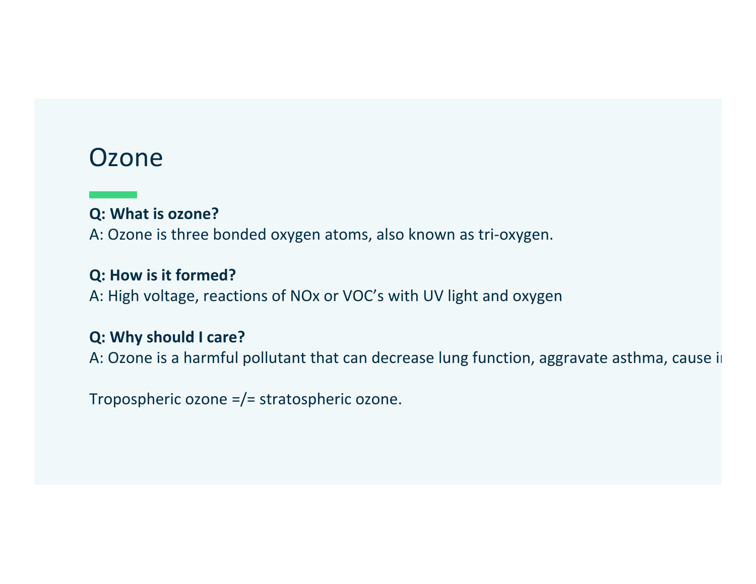# Ozone

**Q: What is ozone?**
A: Ozone is three bonded oxygen atoms, also known as tri-oxygen.

**Q: How is it formed?**
A: High voltage, reactions of NOx or VOC's with UV light and oxygen

**Q: Why should I care?**
A: Ozone is a harmful pollutant that can decrease lung function, aggravate asthma, cause i

Tropospheric ozone =/= stratospheric ozone.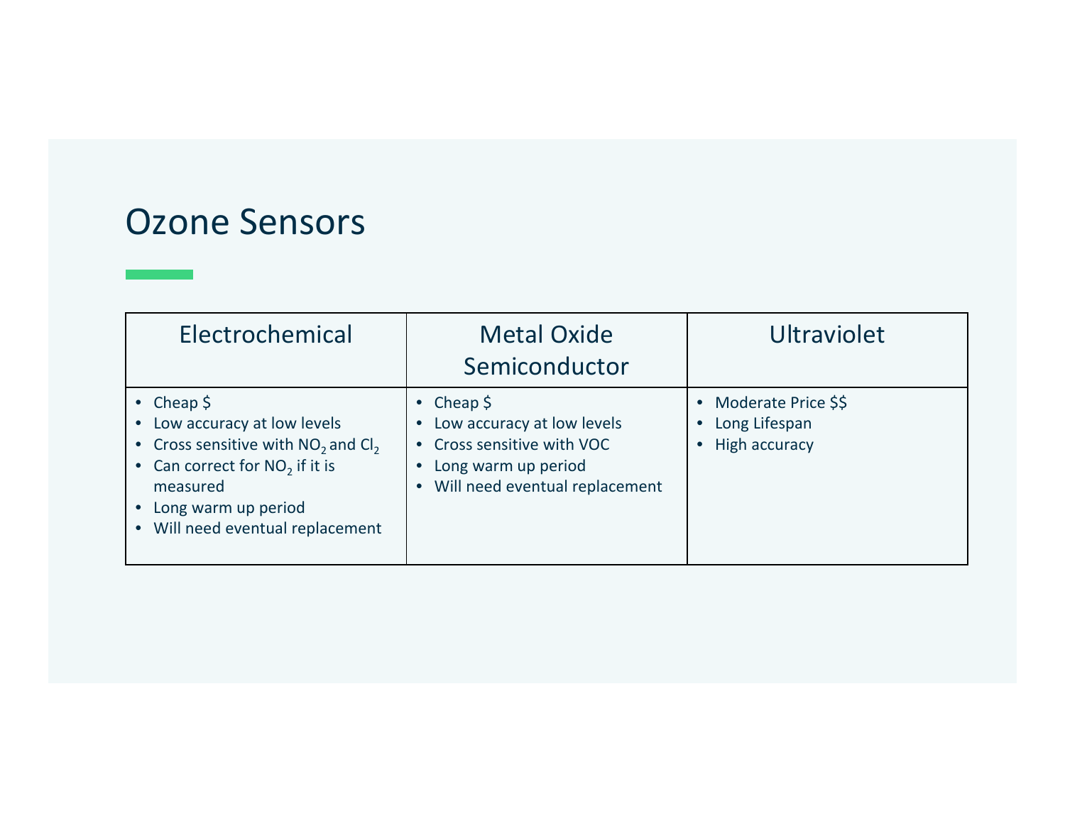# Ozone Sensors

| Electrochemical | Metal Oxide Semiconductor | Ultraviolet |
|---|---|---|
| • Cheap $<br>• Low accuracy at low levels<br>• Cross sensitive with $NO_2$ and $Cl_2$<br>• Can correct for $NO_2$ if it is measured<br>• Long warm up period<br>• Will need eventual replacement | • Cheap $<br>• Low accuracy at low levels<br>• Cross sensitive with VOC<br>• Long warm up period<br>• Will need eventual replacement | • Moderate Price $$<br>• Long Lifespan<br>• High accuracy |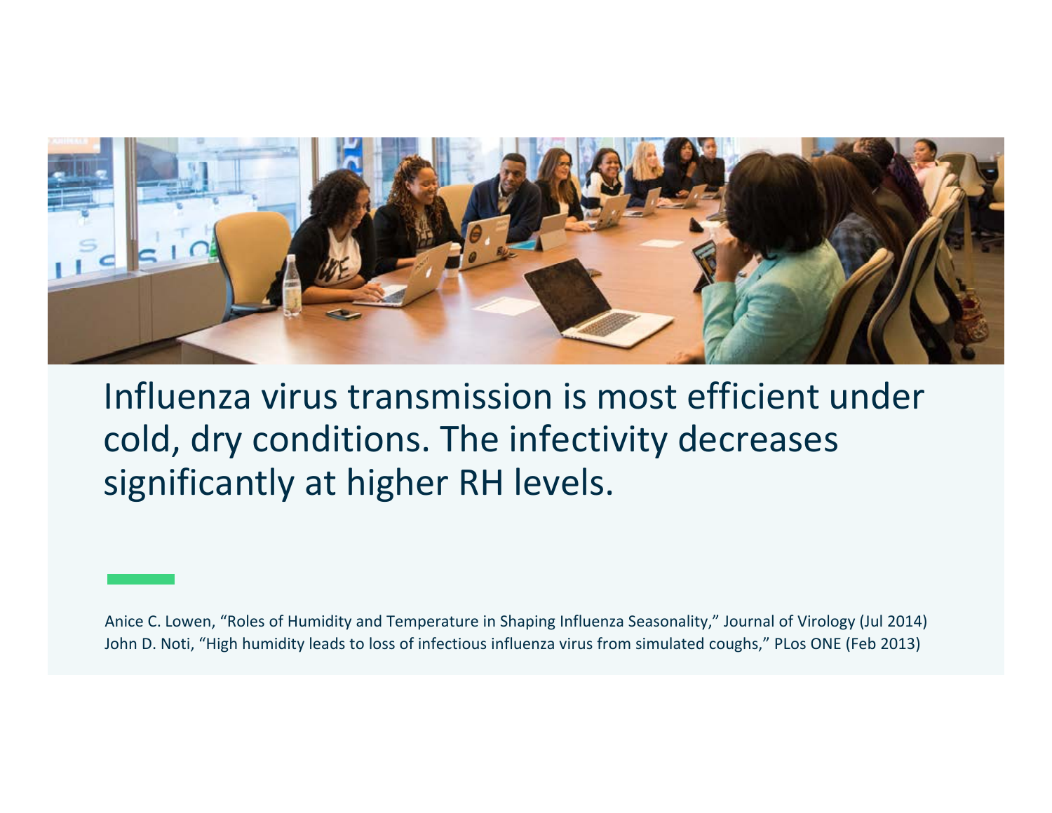Influenza virus transmission is most efficient under cold, dry conditions. The infectivity decreases significantly at higher RH levels.

Anice C. Lowen, "Roles of Humidity and Temperature in Shaping Influenza Seasonality," Journal of Virology (Jul 2014)
John D. Noti, "High humidity leads to loss of infectious influenza virus from simulated coughs," PLos ONE (Feb 2013)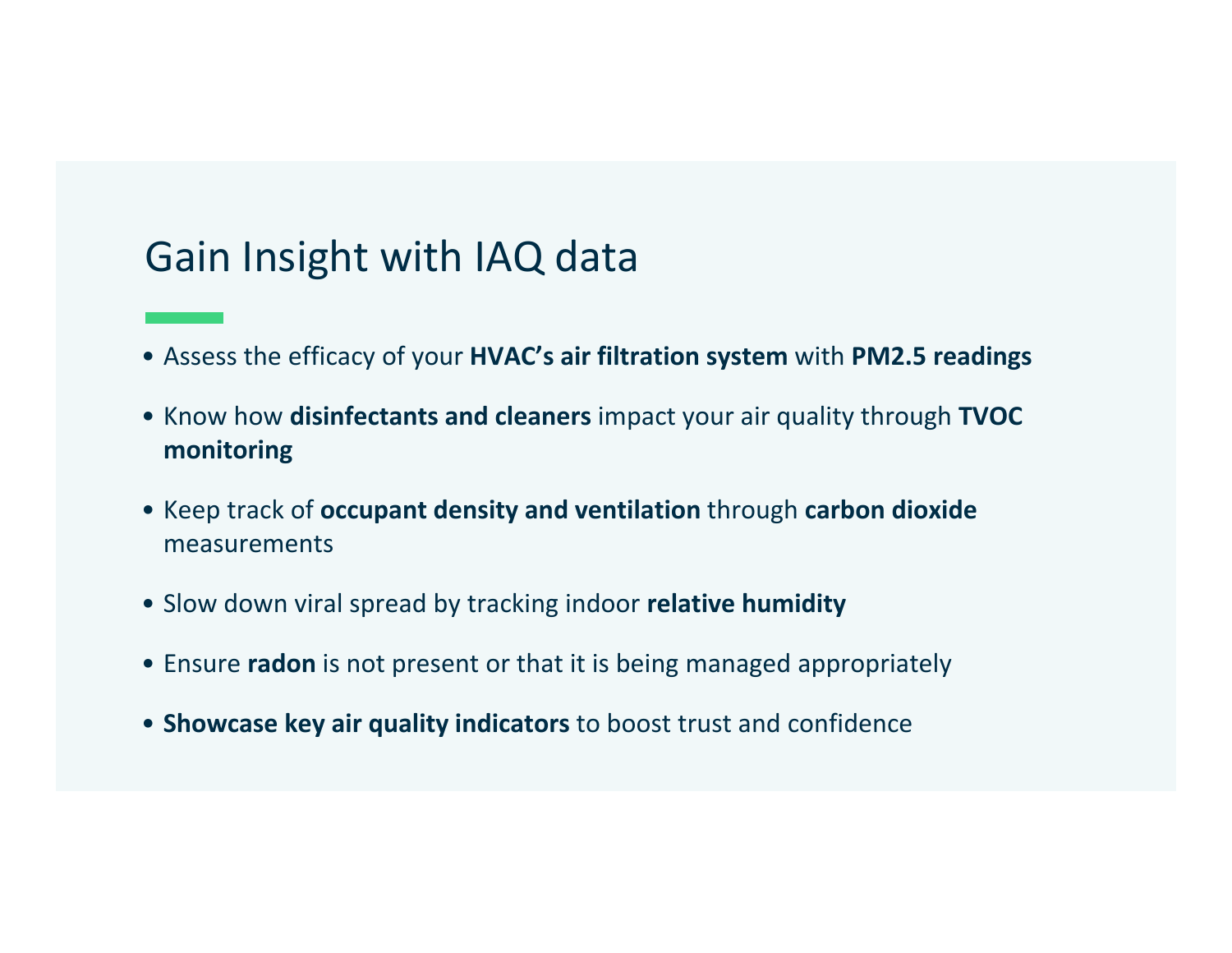# Gain Insight with IAQ data

- Assess the efficacy of your **HVAC's air filtration system** with **PM2.5 readings**
- Know how **disinfectants and cleaners** impact your air quality through **TVOC monitoring**
- Keep track of **occupant density and ventilation** through **carbon dioxide** measurements
- Slow down viral spread by tracking indoor **relative humidity**
- Ensure **radon** is not present or that it is being managed appropriately
- **Showcase key air quality indicators** to boost trust and confidence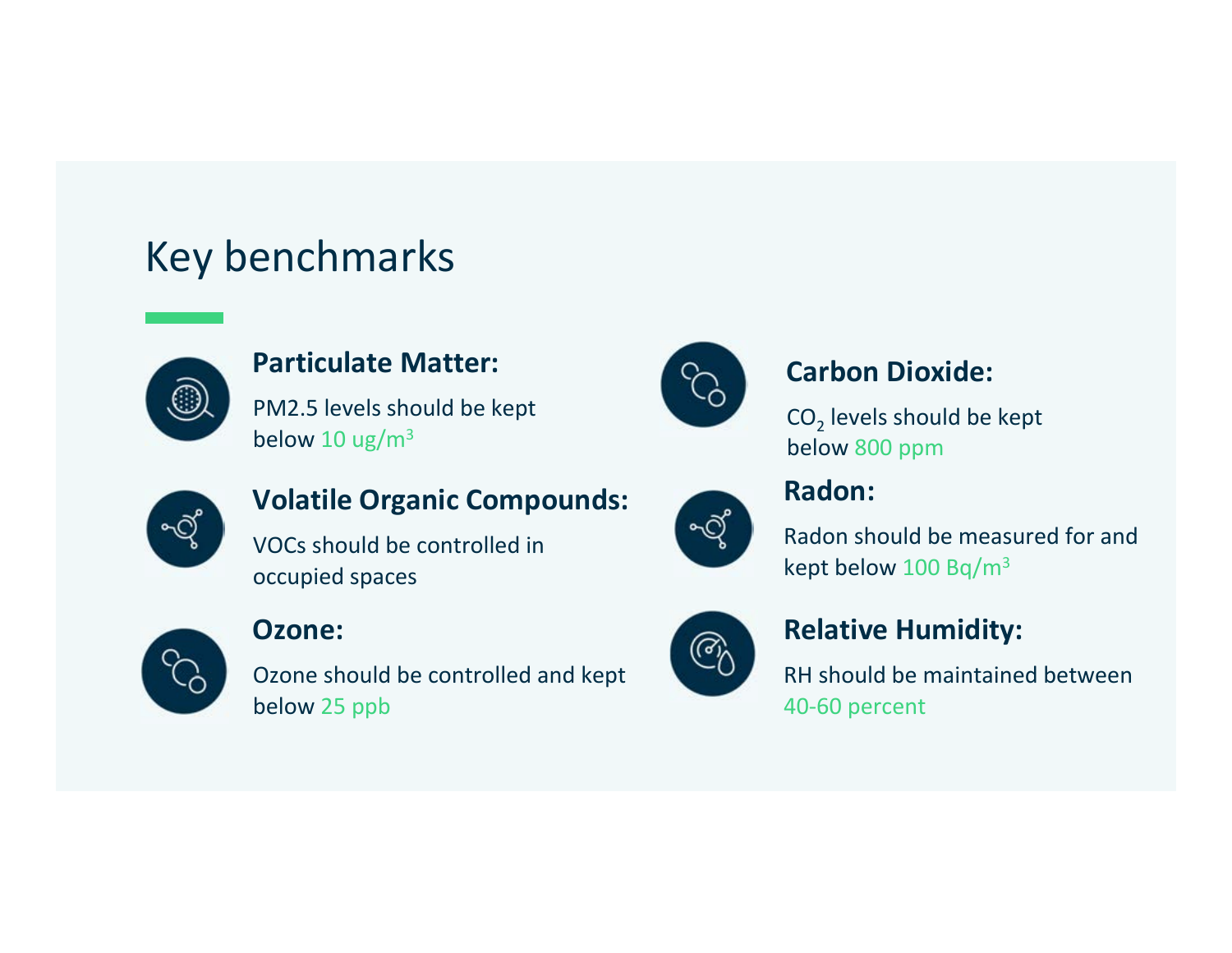# Key benchmarks

**Particulate Matter:**

PM2.5 levels should be kept below 10 ug/$m^3$

**Volatile Organic Compounds:**

VOCs should be controlled in occupied spaces

**Ozone:**

Ozone should be controlled and kept below 25 ppb

**Carbon Dioxide:**

$CO_2$ levels should be kept below 800 ppm

**Radon:**

Radon should be measured for and kept below 100 Bq/$m^3$

**Relative Humidity:**

RH should be maintained between 40-60 percent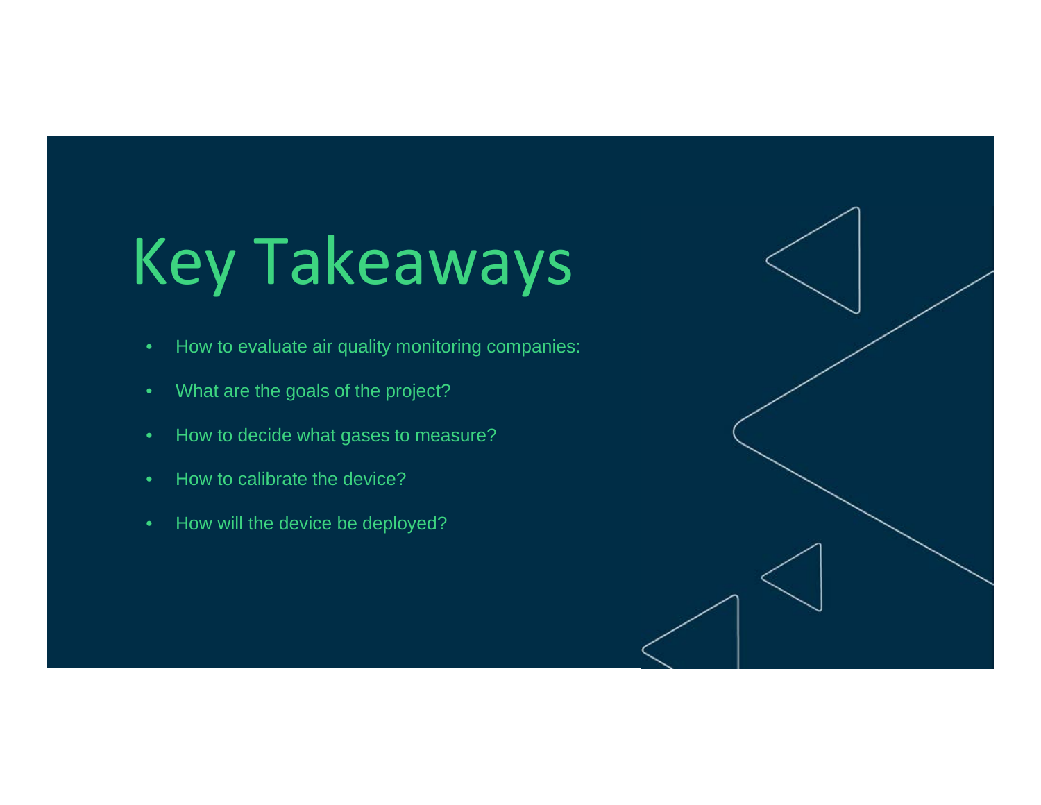# Key Takeaways

- How to evaluate air quality monitoring companies:
- What are the goals of the project?
- How to decide what gases to measure?
- How to calibrate the device?
- How will the device be deployed?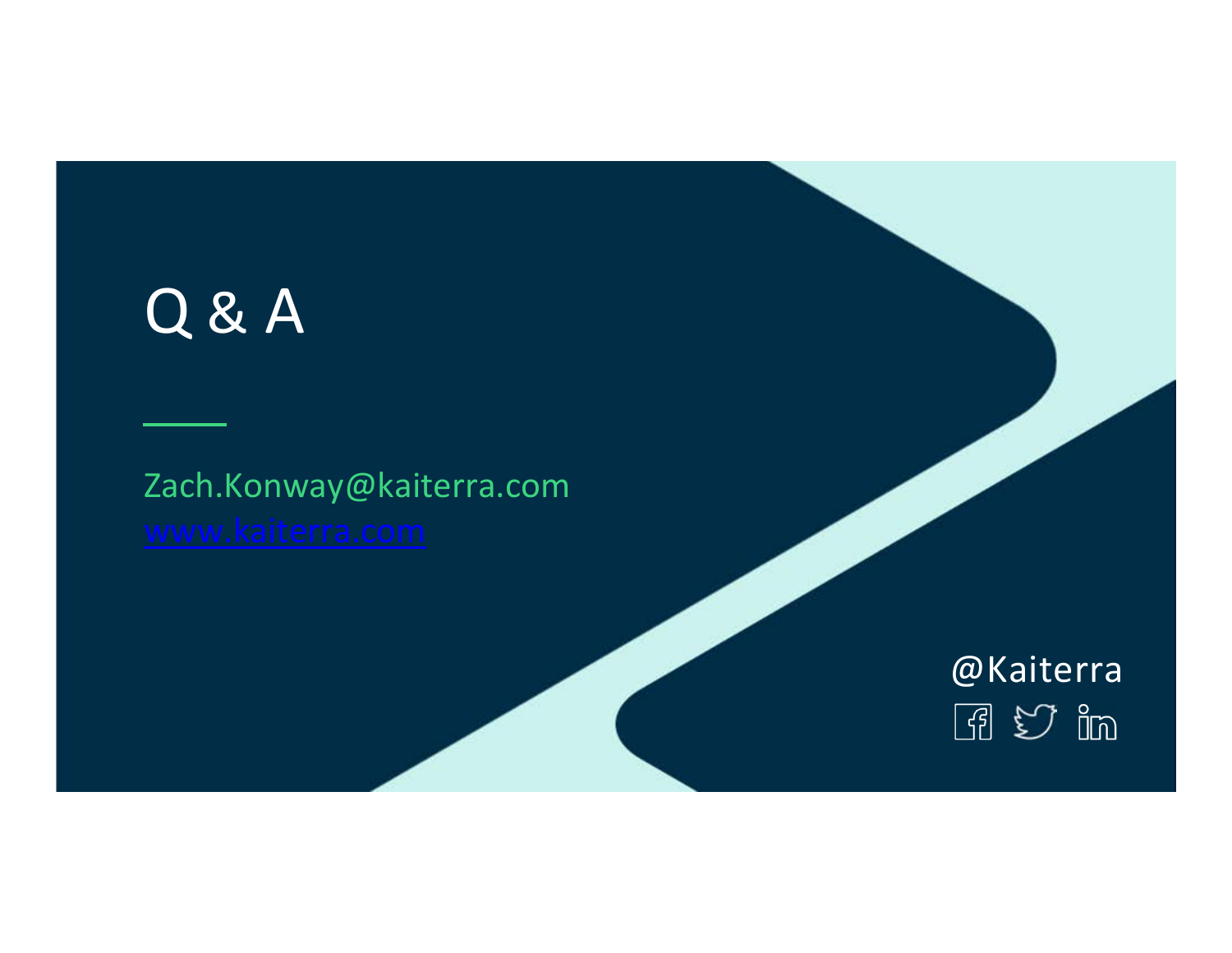# Q & A

Zach.Konway@kaiterra.com
www.kaiterra.com

@Kaiterra